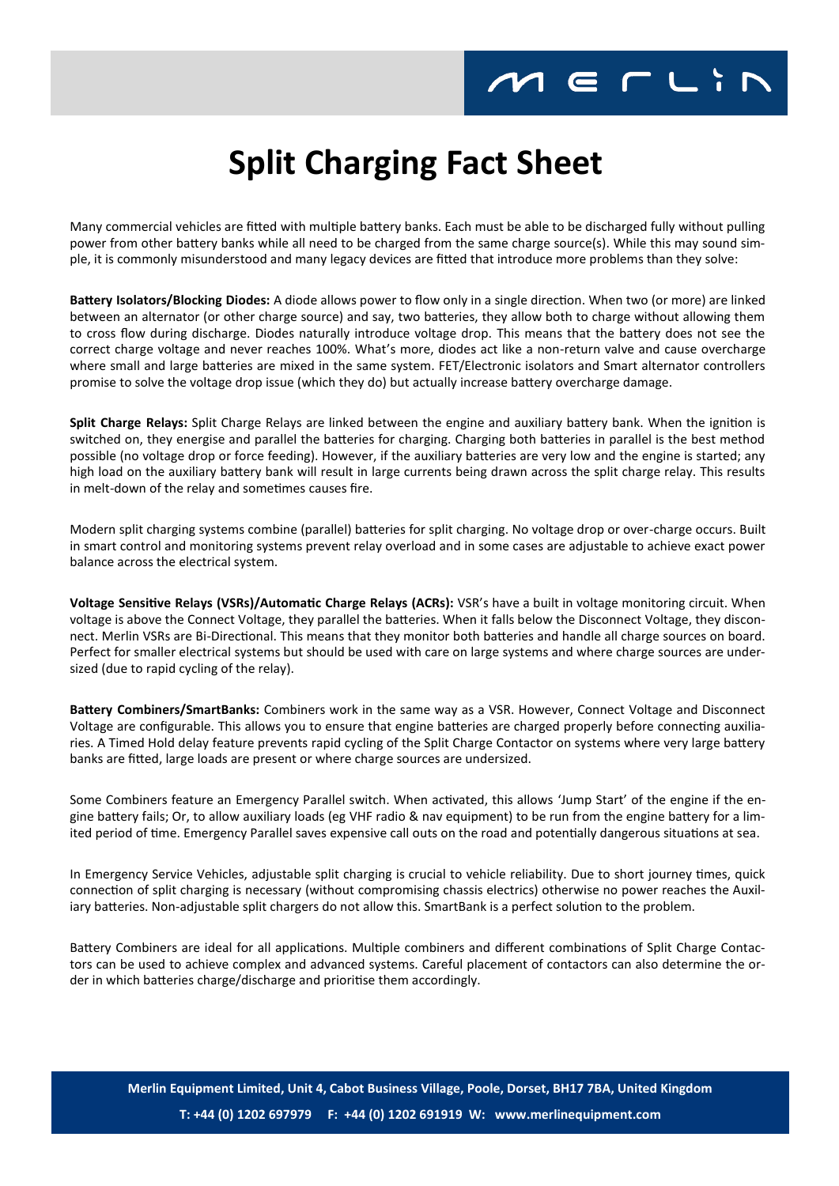# Split Charging Fact Sheet

Many commercial vehicles are fitted with multiple battery banks. Each must be able to be discharged fully without pulling power from other battery banks while all need to be charged from the same charge source(s). While this may sound simple, it is commonly misunderstood and many legacy devices are fitted that introduce more problems than they solve:

**Battery Isolators/Blocking Diodes:** A diode allows power to flow only in a single direction. When two (or more) are linked between an alternator (or other charge source) and say, two batteries, they allow both to charge without allowing them to cross flow during discharge. Diodes naturally introduce voltage drop. This means that the battery does not see the correct charge voltage and never reaches 100%. What's more, diodes act like a non-return valve and cause overcharge where small and large batteries are mixed in the same system. FET/Electronic isolators and Smart alternator controllers promise to solve the voltage drop issue (which they do) but actually increase battery overcharge damage.

**Split Charge Relays:** Split Charge Relays are linked between the engine and auxiliary battery bank. When the ignition is switched on, they energise and parallel the batteries for charging. Charging both batteries in parallel is the best method possible (no voltage drop or force feeding). However, if the auxiliary batteries are very low and the engine is started; any high load on the auxiliary battery bank will result in large currents being drawn across the split charge relay. This results in melt-down of the relay and sometimes causes fire.

Modern split charging systems combine (parallel) batteries for split charging. No voltage drop or over-charge occurs. Built in smart control and monitoring systems prevent relay overload and in some cases are adjustable to achieve exact power balance across the electrical system.

**Voltage Sensitive Relays (VSRs)/Automatic Charge Relays (ACRs):** VSR's have a built in voltage monitoring circuit. When voltage is above the Connect Voltage, they parallel the batteries. When it falls below the Disconnect Voltage, they disconnect. Merlin VSRs are Bi-Directional. This means that they monitor both batteries and handle all charge sources on board. Perfect for smaller electrical systems but should be used with care on large systems and where charge sources are undersized (due to rapid cycling of the relay).

**Battery Combiners/SmartBanks:** Combiners work in the same way as a VSR. However, Connect Voltage and Disconnect Voltage are configurable. This allows you to ensure that engine batteries are charged properly before connecting auxiliaries. A Timed Hold delay feature prevents rapid cycling of the Split Charge Contactor on systems where very large battery banks are fitted, large loads are present or where charge sources are undersized.

Some Combiners feature an Emergency Parallel switch. When activated, this allows 'Jump Start' of the engine if the engine battery fails; Or, to allow auxiliary loads (eg VHF radio & nav equipment) to be run from the engine battery for a limited period of time. Emergency Parallel saves expensive call outs on the road and potentially dangerous situations at sea.

In Emergency Service Vehicles, adjustable split charging is crucial to vehicle reliability. Due to short journey times, quick connection of split charging is necessary (without compromising chassis electrics) otherwise no power reaches the Auxiliary batteries. Non-adjustable split chargers do not allow this. SmartBank is a perfect solution to the problem.

Battery Combiners are ideal for all applications. Multiple combiners and different combinations of Split Charge Contactors can be used to achieve complex and advanced systems. Careful placement of contactors can also determine the order in which batteries charge/discharge and prioritise them accordingly.

**Merlin Equipment Limited, Unit 4, Cabot Business Village, Poole, Dorset, BH17 7BA, United Kingdom**

**T: +44 (0) 1202 697979 F: +44 (0) 1202 691919 W: www.merlinequipment.com**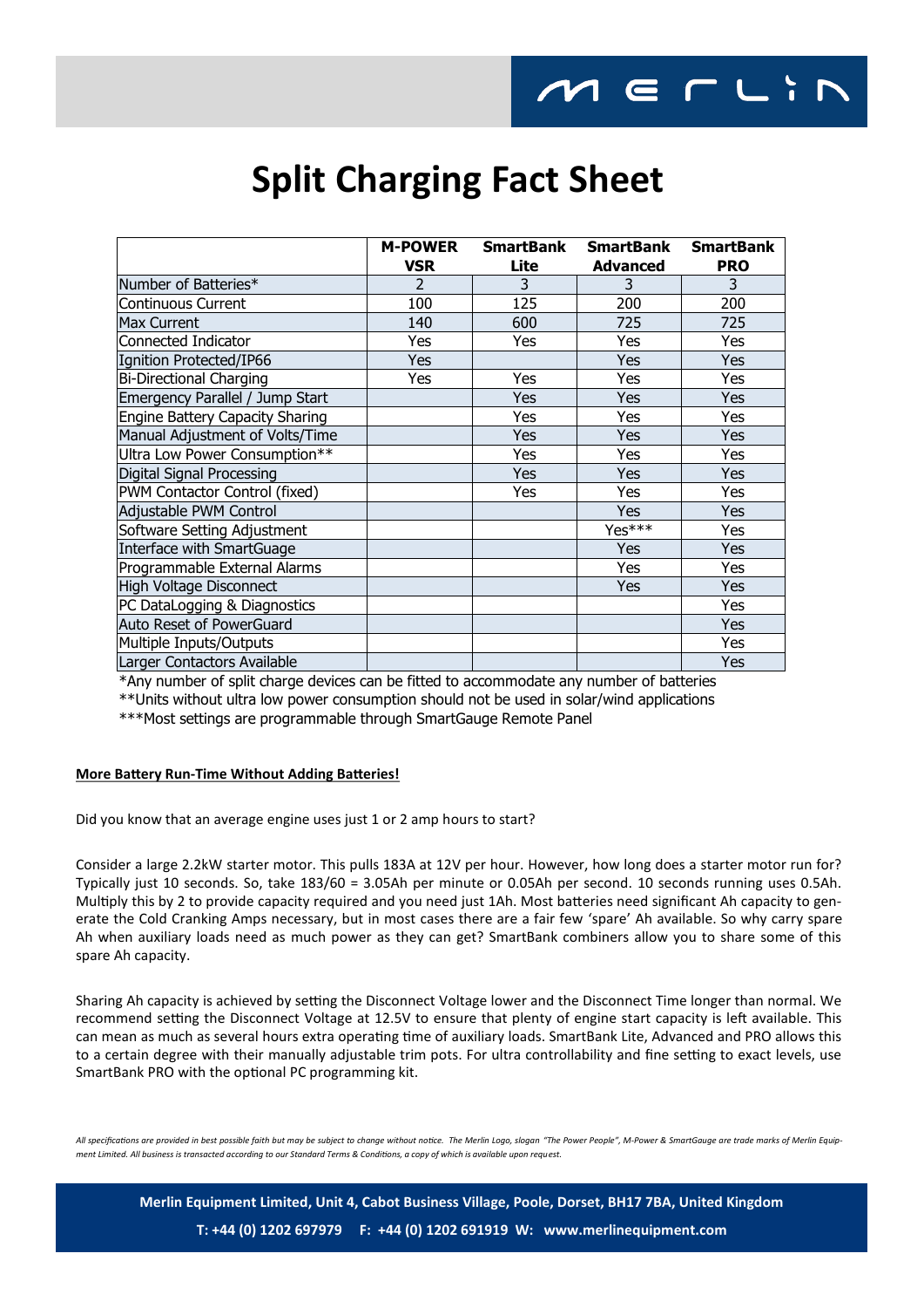# Split Charging Fact Sheet

| | M-POWER VSR | SmartBank Lite | SmartBank Advanced | SmartBank PRO |
|---|---|---|---|---|
| Number of Batteries* | 2 | 3 | 3 | 3 |
| Continuous Current | 100 | 125 | 200 | 200 |
| Max Current | 140 | 600 | 725 | 725 |
| Connected Indicator | Yes | Yes | Yes | Yes |
| Ignition Protected/IP66 | Yes | | Yes | Yes |
| Bi-Directional Charging | Yes | Yes | Yes | Yes |
| Emergency Parallel / Jump Start | | Yes | Yes | Yes |
| Engine Battery Capacity Sharing | | Yes | Yes | Yes |
| Manual Adjustment of Volts/Time | | Yes | Yes | Yes |
| Ultra Low Power Consumption** | | Yes | Yes | Yes |
| Digital Signal Processing | | Yes | Yes | Yes |
| PWM Contactor Control (fixed) | | Yes | Yes | Yes |
| Adjustable PWM Control | | | Yes | Yes |
| Software Setting Adjustment | | | Yes*** | Yes |
| Interface with SmartGuage | | | Yes | Yes |
| Programmable External Alarms | | | Yes | Yes |
| High Voltage Disconnect | | | Yes | Yes |
| PC DataLogging & Diagnostics | | | | Yes |
| Auto Reset of PowerGuard | | | | Yes |
| Multiple Inputs/Outputs | | | | Yes |
| Larger Contactors Available | | | | Yes |

*Any number of split charge devices can be fitted to accommodate any number of batteries

**Units without ultra low power consumption should not be used in solar/wind applications

***Most settings are programmable through SmartGauge Remote Panel

**More Battery Run-Time Without Adding Batteries!**

Did you know that an average engine uses just 1 or 2 amp hours to start?

Consider a large 2.2kW starter motor. This pulls 183A at 12V per hour. However, how long does a starter motor run for? Typically just 10 seconds. So, take 183/60 = 3.05Ah per minute or 0.05Ah per second. 10 seconds running uses 0.5Ah. Multiply this by 2 to provide capacity required and you need just 1Ah. Most batteries need significant Ah capacity to generate the Cold Cranking Amps necessary, but in most cases there are a fair few 'spare' Ah available. So why carry spare Ah when auxiliary loads need as much power as they can get? SmartBank combiners allow you to share some of this spare Ah capacity.

Sharing Ah capacity is achieved by setting the Disconnect Voltage lower and the Disconnect Time longer than normal. We recommend setting the Disconnect Voltage at 12.5V to ensure that plenty of engine start capacity is left available. This can mean as much as several hours extra operating time of auxiliary loads. SmartBank Lite, Advanced and PRO allows this to a certain degree with their manually adjustable trim pots. For ultra controllability and fine setting to exact levels, use SmartBank PRO with the optional PC programming kit.

*All specifications are provided in best possible faith but may be subject to change without notice. The Merlin Logo, slogan "The Power People", M-Power & SmartGauge are trade marks of Merlin Equipment Limited. All business is transacted according to our Standard Terms & Conditions, a copy of which is available upon request.*

**Merlin Equipment Limited, Unit 4, Cabot Business Village, Poole, Dorset, BH17 7BA, United Kingdom**

**T: +44 (0) 1202 697979 F: +44 (0) 1202 691919 W: www.merlinequipment.com**